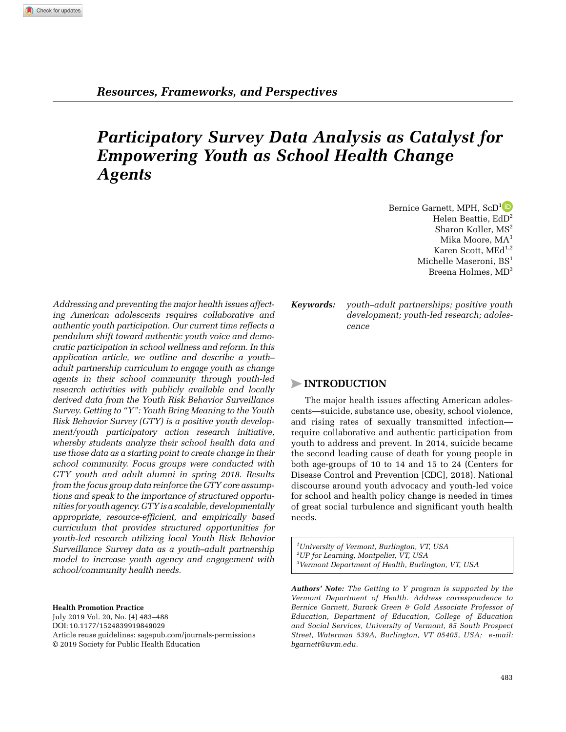*Resources, Frameworks, and Perspectives*

# Participatory Survey Data Analysis as Catalyst for Empowering Youth as School Health Change Agents

Bernice Garnett, MPH, ScD[1]
Helen Beattie, EdD[2]
Sharon Koller, MS[2]
Mika Moore, MA[1]
Karen Scott, MEd[1,2]
Michelle Maseroni, BS[1]
Breena Holmes, MD[3]

*Addressing and preventing the major health issues affecting American adolescents requires collaborative and authentic youth participation. Our current time reflects a pendulum shift toward authentic youth voice and democratic participation in school wellness and reform. In this application article, we outline and describe a youth–adult partnership curriculum to engage youth as change agents in their school community through youth-led research activities with publicly available and locally derived data from the Youth Risk Behavior Surveillance Survey. Getting to "Y": Youth Bring Meaning to the Youth Risk Behavior Survey (GTY) is a positive youth development/youth participatory action research initiative, whereby students analyze their school health data and use those data as a starting point to create change in their school community. Focus groups were conducted with GTY youth and adult alumni in spring 2018. Results from the focus group data reinforce the GTY core assumptions and speak to the importance of structured opportunities for youth agency. GTY is a scalable, developmentally appropriate, resource-efficient, and empirically based curriculum that provides structured opportunities for youth-led research utilizing local Youth Risk Behavior Surveillance Survey data as a youth–adult partnership model to increase youth agency and engagement with school/community health needs.*

**Keywords:** *youth–adult partnerships; positive youth development; youth-led research; adolescence*

## INTRODUCTION

The major health issues affecting American adolescents—suicide, substance use, obesity, school violence, and rising rates of sexually transmitted infection—require collaborative and authentic participation from youth to address and prevent. In 2014, suicide became the second leading cause of death for young people in both age-groups of 10 to 14 and 15 to 24 (Centers for Disease Control and Prevention [CDC], 2018). National discourse around youth advocacy and youth-led voice for school and health policy change is needed in times of great social turbulence and significant youth health needs.

*[1]University of Vermont, Burlington, VT, USA*
*[2]UP for Learning, Montpelier, VT, USA*
*[3]Vermont Department of Health, Burlington, VT, USA*

**Authors' Note:** *The Getting to Y program is supported by the Vermont Department of Health. Address correspondence to Bernice Garnett, Burack Green & Gold Associate Professor of Education, Department of Education, College of Education and Social Services, University of Vermont, 85 South Prospect Street, Waterman 539A, Burlington, VT 05405, USA; e-mail: bgarnett@uvm.edu.*

**Health Promotion Practice**
July 2019 Vol. 20, No. (4) 483–488
DOI: 10.1177/1524839919849029
Article reuse guidelines: sagepub.com/journals-permissions
© 2019 Society for Public Health Education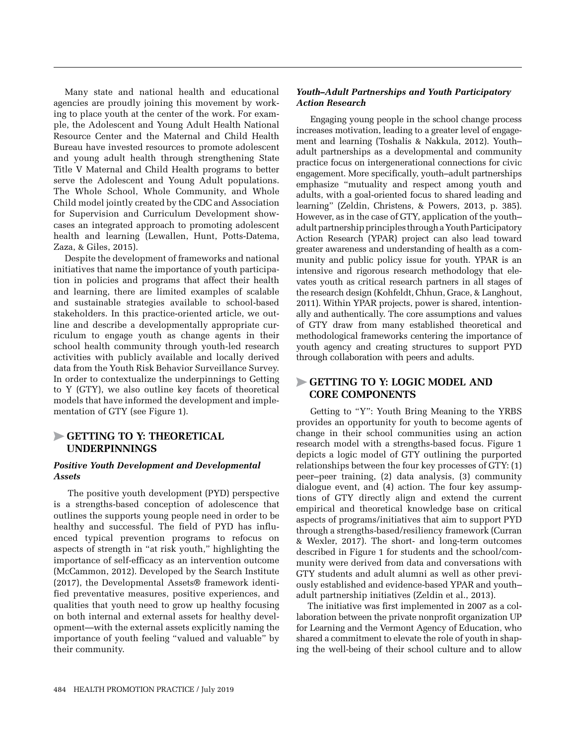Many state and national health and educational agencies are proudly joining this movement by working to place youth at the center of the work. For example, the Adolescent and Young Adult Health National Resource Center and the Maternal and Child Health Bureau have invested resources to promote adolescent and young adult health through strengthening State Title V Maternal and Child Health programs to better serve the Adolescent and Young Adult populations. The Whole School, Whole Community, and Whole Child model jointly created by the CDC and Association for Supervision and Curriculum Development showcases an integrated approach to promoting adolescent health and learning (Lewallen, Hunt, Potts-Datema, Zaza, & Giles, 2015).

Despite the development of frameworks and national initiatives that name the importance of youth participation in policies and programs that affect their health and learning, there are limited examples of scalable and sustainable strategies available to school-based stakeholders. In this practice-oriented article, we outline and describe a developmentally appropriate curriculum to engage youth as change agents in their school health community through youth-led research activities with publicly available and locally derived data from the Youth Risk Behavior Surveillance Survey. In order to contextualize the underpinnings to Getting to Y (GTY), we also outline key facets of theoretical models that have informed the development and implementation of GTY (see Figure 1).

## GETTING TO Y: THEORETICAL UNDERPINNINGS

### *Positive Youth Development and Developmental Assets*

The positive youth development (PYD) perspective is a strengths-based conception of adolescence that outlines the supports young people need in order to be healthy and successful. The field of PYD has influenced typical prevention programs to refocus on aspects of strength in "at risk youth," highlighting the importance of self-efficacy as an intervention outcome (McCammon, 2012). Developed by the Search Institute (2017), the Developmental Assets® framework identified preventative measures, positive experiences, and qualities that youth need to grow up healthy focusing on both internal and external assets for healthy development—with the external assets explicitly naming the importance of youth feeling "valued and valuable" by their community.

### *Youth–Adult Partnerships and Youth Participatory Action Research*

Engaging young people in the school change process increases motivation, leading to a greater level of engagement and learning (Toshalis & Nakkula, 2012). Youth–adult partnerships as a developmental and community practice focus on intergenerational connections for civic engagement. More specifically, youth–adult partnerships emphasize "mutuality and respect among youth and adults, with a goal-oriented focus to shared leading and learning" (Zeldin, Christens, & Powers, 2013, p. 385). However, as in the case of GTY, application of the youth–adult partnership principles through a Youth Participatory Action Research (YPAR) project can also lead toward greater awareness and understanding of health as a community and public policy issue for youth. YPAR is an intensive and rigorous research methodology that elevates youth as critical research partners in all stages of the research design (Kohfeldt, Chhun, Grace, & Langhout, 2011). Within YPAR projects, power is shared, intentionally and authentically. The core assumptions and values of GTY draw from many established theoretical and methodological frameworks centering the importance of youth agency and creating structures to support PYD through collaboration with peers and adults.

## GETTING TO Y: LOGIC MODEL AND CORE COMPONENTS

Getting to "Y": Youth Bring Meaning to the YRBS provides an opportunity for youth to become agents of change in their school communities using an action research model with a strengths-based focus. Figure 1 depicts a logic model of GTY outlining the purported relationships between the four key processes of GTY: (1) peer–peer training, (2) data analysis, (3) community dialogue event, and (4) action. The four key assumptions of GTY directly align and extend the current empirical and theoretical knowledge base on critical aspects of programs/initiatives that aim to support PYD through a strengths-based/resiliency framework (Curran & Wexler, 2017). The short- and long-term outcomes described in Figure 1 for students and the school/community were derived from data and conversations with GTY students and adult alumni as well as other previously established and evidence-based YPAR and youth–adult partnership initiatives (Zeldin et al., 2013).

The initiative was first implemented in 2007 as a collaboration between the private nonprofit organization UP for Learning and the Vermont Agency of Education, who shared a commitment to elevate the role of youth in shaping the well-being of their school culture and to allow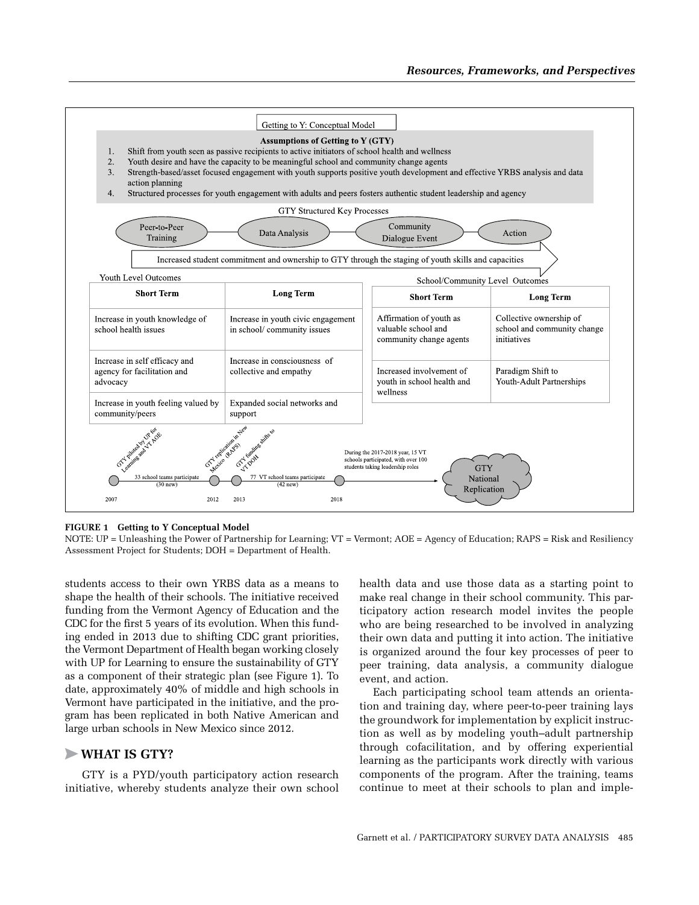Getting to Y: Conceptual Model

**Assumptions of Getting to Y (GTY)**

1. Shift from youth seen as passive recipients to active initiators of school health and wellness
2. Youth desire and have the capacity to be meaningful school and community change agents
3. Strength-based/asset focused engagement with youth supports positive youth development and effective YRBS analysis and data action planning
4. Structured processes for youth engagement with adults and peers fosters authentic student leadership and agency

GTY Structured Key Processes

Peer-to-Peer Training → Data Analysis → Community Dialogue Event → Action

Increased student commitment and ownership to GTY through the staging of youth skills and capacities

Youth Level Outcomes

| Short Term | Long Term |
| --- | --- |
| Increase in youth knowledge of school health issues | Increase in youth civic engagement in school/ community issues |
| Increase in self efficacy and agency for facilitation and advocacy | Increase in consciousness of collective and empathy |
| Increase in youth feeling valued by community/peers | Expanded social networks and support |

School/Community Level Outcomes

| Short Term | Long Term |
| --- | --- |
| Affirmation of youth as valuable school and community change agents | Collective ownership of school and community change initiatives |
| Increased involvement of youth in school health and wellness | Paradigm Shift to Youth-Adult Partnerships |

2007: GTY piloted by UP for Learning and VT AOE — 33 school teams participate (30 new)
2012: GTY replication in New Mexico (RAPS)
2013: GTY funding shifts to VT DOH — 77 VT school teams participate (42 new)
2018: During the 2017-2018 year, 15 VT schools participated, with over 100 students taking leadership roles → GTY National Replication

**FIGURE 1 Getting to Y Conceptual Model**
NOTE: UP = Unleashing the Power of Partnership for Learning; VT = Vermont; AOE = Agency of Education; RAPS = Risk and Resiliency Assessment Project for Students; DOH = Department of Health.

students access to their own YRBS data as a means to shape the health of their schools. The initiative received funding from the Vermont Agency of Education and the CDC for the first 5 years of its evolution. When this funding ended in 2013 due to shifting CDC grant priorities, the Vermont Department of Health began working closely with UP for Learning to ensure the sustainability of GTY as a component of their strategic plan (see Figure 1). To date, approximately 40% of middle and high schools in Vermont have participated in the initiative, and the program has been replicated in both Native American and large urban schools in New Mexico since 2012.

## WHAT IS GTY?

GTY is a PYD/youth participatory action research initiative, whereby students analyze their own school health data and use those data as a starting point to make real change in their school community. This participatory action research model invites the people who are being researched to be involved in analyzing their own data and putting it into action. The initiative is organized around the four key processes of peer to peer training, data analysis, a community dialogue event, and action.

Each participating school team attends an orientation and training day, where peer-to-peer training lays the groundwork for implementation by explicit instruction as well as by modeling youth–adult partnership through cofacilitation, and by offering experiential learning as the participants work directly with various components of the program. After the training, teams continue to meet at their schools to plan and imple-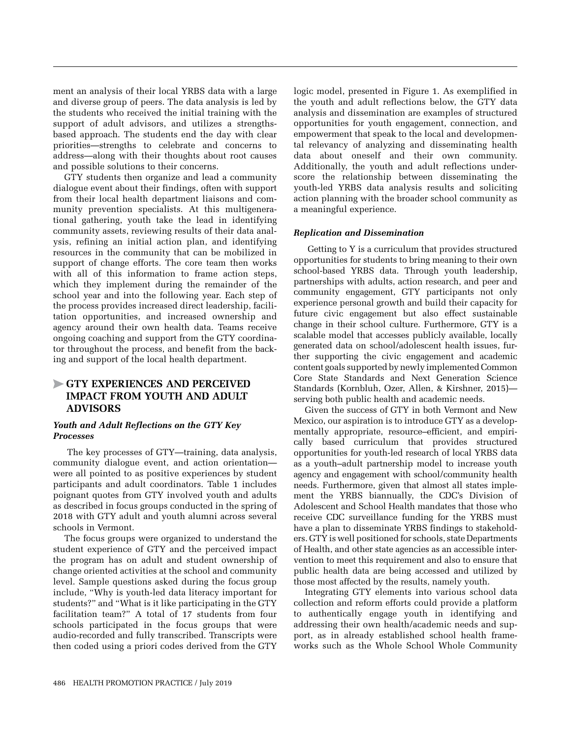ment an analysis of their local YRBS data with a large and diverse group of peers. The data analysis is led by the students who received the initial training with the support of adult advisors, and utilizes a strengths-based approach. The students end the day with clear priorities—strengths to celebrate and concerns to address—along with their thoughts about root causes and possible solutions to their concerns.

GTY students then organize and lead a community dialogue event about their findings, often with support from their local health department liaisons and community prevention specialists. At this multigenerational gathering, youth take the lead in identifying community assets, reviewing results of their data analysis, refining an initial action plan, and identifying resources in the community that can be mobilized in support of change efforts. The core team then works with all of this information to frame action steps, which they implement during the remainder of the school year and into the following year. Each step of the process provides increased direct leadership, facilitation opportunities, and increased ownership and agency around their own health data. Teams receive ongoing coaching and support from the GTY coordinator throughout the process, and benefit from the backing and support of the local health department.

## GTY EXPERIENCES AND PERCEIVED IMPACT FROM YOUTH AND ADULT ADVISORS

### *Youth and Adult Reflections on the GTY Key Processes*

The key processes of GTY—training, data analysis, community dialogue event, and action orientation—were all pointed to as positive experiences by student participants and adult coordinators. Table 1 includes poignant quotes from GTY involved youth and adults as described in focus groups conducted in the spring of 2018 with GTY adult and youth alumni across several schools in Vermont.

The focus groups were organized to understand the student experience of GTY and the perceived impact the program has on adult and student ownership of change oriented activities at the school and community level. Sample questions asked during the focus group include, "Why is youth-led data literacy important for students?" and "What is it like participating in the GTY facilitation team?" A total of 17 students from four schools participated in the focus groups that were audio-recorded and fully transcribed. Transcripts were then coded using a priori codes derived from the GTY logic model, presented in Figure 1. As exemplified in the youth and adult reflections below, the GTY data analysis and dissemination are examples of structured opportunities for youth engagement, connection, and empowerment that speak to the local and developmental relevancy of analyzing and disseminating health data about oneself and their own community. Additionally, the youth and adult reflections underscore the relationship between disseminating the youth-led YRBS data analysis results and soliciting action planning with the broader school community as a meaningful experience.

### *Replication and Dissemination*

Getting to Y is a curriculum that provides structured opportunities for students to bring meaning to their own school-based YRBS data. Through youth leadership, partnerships with adults, action research, and peer and community engagement, GTY participants not only experience personal growth and build their capacity for future civic engagement but also effect sustainable change in their school culture. Furthermore, GTY is a scalable model that accesses publicly available, locally generated data on school/adolescent health issues, further supporting the civic engagement and academic content goals supported by newly implemented Common Core State Standards and Next Generation Science Standards (Kornbluh, Ozer, Allen, & Kirshner, 2015)—serving both public health and academic needs.

Given the success of GTY in both Vermont and New Mexico, our aspiration is to introduce GTY as a developmentally appropriate, resource–efficient, and empirically based curriculum that provides structured opportunities for youth-led research of local YRBS data as a youth–adult partnership model to increase youth agency and engagement with school/community health needs. Furthermore, given that almost all states implement the YRBS biannually, the CDC's Division of Adolescent and School Health mandates that those who receive CDC surveillance funding for the YRBS must have a plan to disseminate YRBS findings to stakeholders. GTY is well positioned for schools, state Departments of Health, and other state agencies as an accessible intervention to meet this requirement and also to ensure that public health data are being accessed and utilized by those most affected by the results, namely youth.

Integrating GTY elements into various school data collection and reform efforts could provide a platform to authentically engage youth in identifying and addressing their own health/academic needs and support, as in already established school health frameworks such as the Whole School Whole Community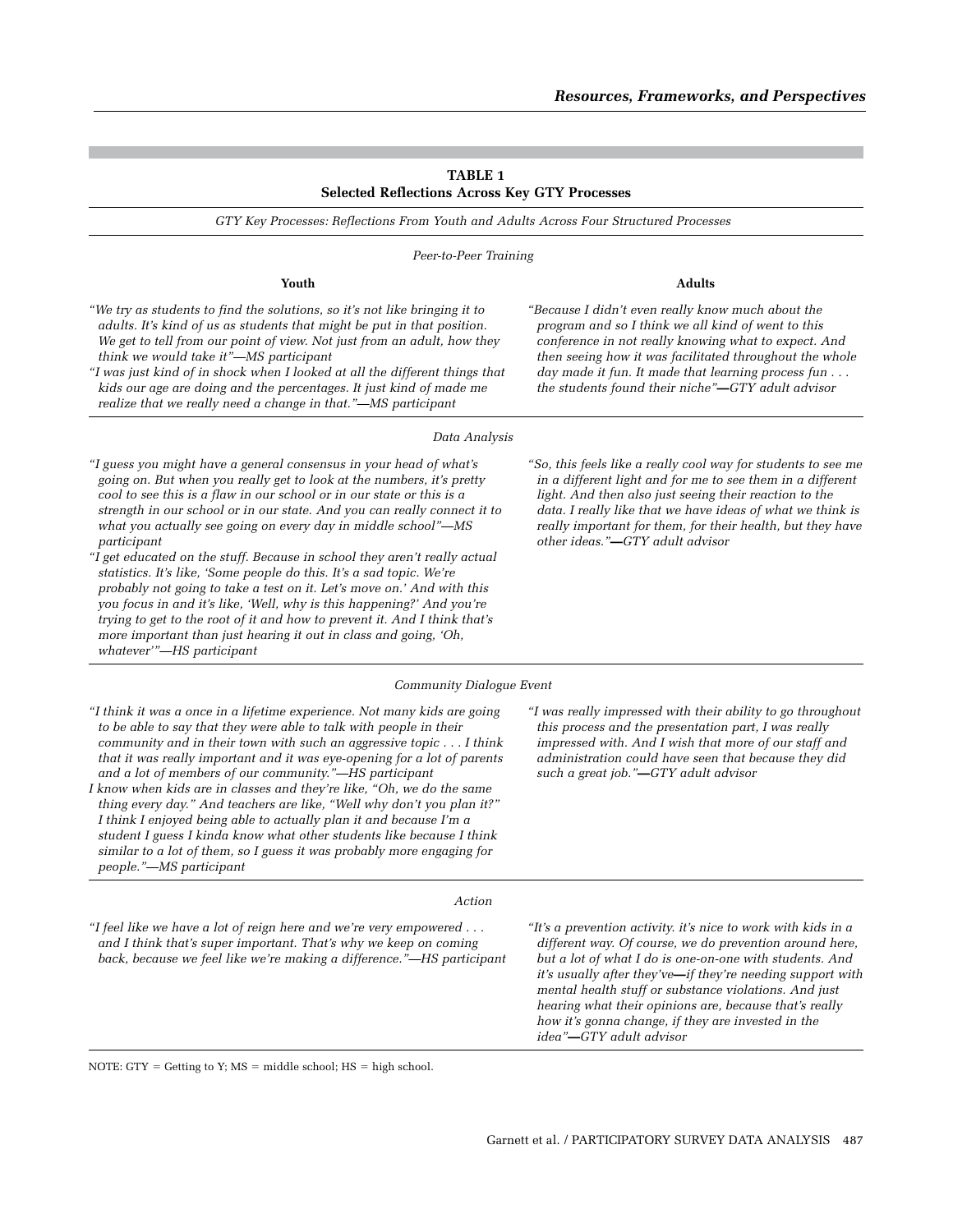**TABLE 1**
**Selected Reflections Across Key GTY Processes**

*GTY Key Processes: Reflections From Youth and Adults Across Four Structured Processes*

| Youth | Adults |
|---|---|
| *Peer-to-Peer Training* | |
| *"We try as students to find the solutions, so it's not like bringing it to adults. It's kind of us as students that might be put in that position. We get to tell from our point of view. Not just from an adult, how they think we would take it"—MS participant* <br> *"I was just kind of in shock when I looked at all the different things that kids our age are doing and the percentages. It just kind of made me realize that we really need a change in that."—MS participant* | *"Because I didn't even really know much about the program and so I think we all kind of went to this conference in not really knowing what to expect. And then seeing how it was facilitated throughout the whole day made it fun. It made that learning process fun . . . the students found their niche"—GTY adult advisor* |
| *Data Analysis* | |
| *"I guess you might have a general consensus in your head of what's going on. But when you really get to look at the numbers, it's pretty cool to see this is a flaw in our school or in our state or this is a strength in our school or in our state. And you can really connect it to what you actually see going on every day in middle school"—MS participant* <br> *"I get educated on the stuff. Because in school they aren't really actual statistics. It's like, 'Some people do this. It's a sad topic. We're probably not going to take a test on it. Let's move on.' And with this you focus in and it's like, 'Well, why is this happening?' And you're trying to get to the root of it and how to prevent it. And I think that's more important than just hearing it out in class and going, 'Oh, whatever'"—HS participant* | *"So, this feels like a really cool way for students to see me in a different light and for me to see them in a different light. And then also just seeing their reaction to the data. I really like that we have ideas of what we think is really important for them, for their health, but they have other ideas."—GTY adult advisor* |
| *Community Dialogue Event* | |
| *"I think it was a once in a lifetime experience. Not many kids are going to be able to say that they were able to talk with people in their community and in their town with such an aggressive topic . . . I think that it was really important and it was eye-opening for a lot of parents and a lot of members of our community."—HS participant* <br> *I know when kids are in classes and they're like, "Oh, we do the same thing every day." And teachers are like, "Well why don't you plan it?" I think I enjoyed being able to actually plan it and because I'm a student I guess I kinda know what other students like because I think similar to a lot of them, so I guess it was probably more engaging for people."—MS participant* | *"I was really impressed with their ability to go throughout this process and the presentation part, I was really impressed with. And I wish that more of our staff and administration could have seen that because they did such a great job."—GTY adult advisor* |
| *Action* | |
| *"I feel like we have a lot of reign here and we're very empowered . . . and I think that's super important. That's why we keep on coming back, because we feel like we're making a difference."—HS participant* | *"It's a prevention activity. it's nice to work with kids in a different way. Of course, we do prevention around here, but a lot of what I do is one-on-one with students. And it's usually after they've—if they're needing support with mental health stuff or substance violations. And just hearing what their opinions are, because that's really how it's gonna change, if they are invested in the idea"—GTY adult advisor* |

NOTE: GTY = Getting to Y; MS = middle school; HS = high school.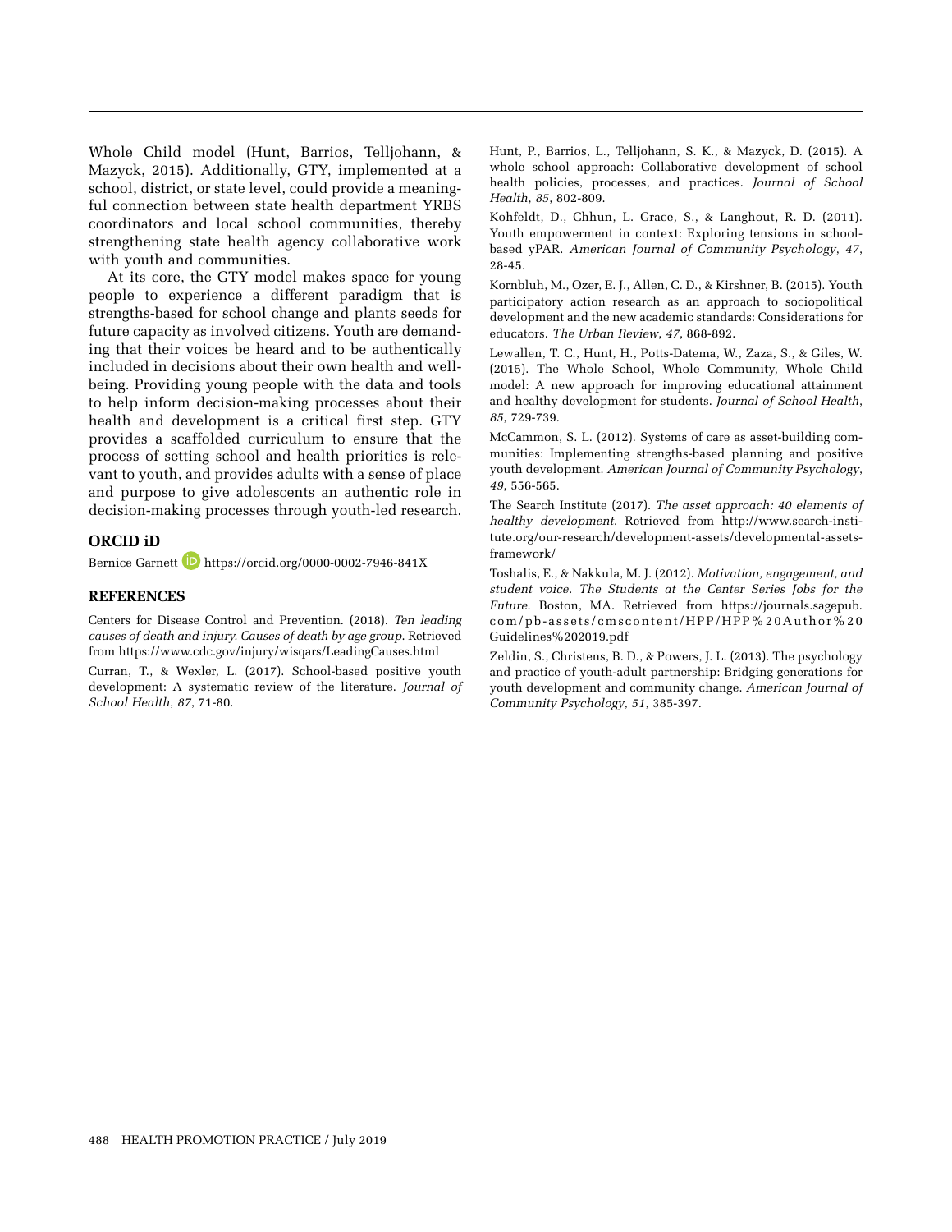Whole Child model (Hunt, Barrios, Telljohann, & Mazyck, 2015). Additionally, GTY, implemented at a school, district, or state level, could provide a meaningful connection between state health department YRBS coordinators and local school communities, thereby strengthening state health agency collaborative work with youth and communities.

At its core, the GTY model makes space for young people to experience a different paradigm that is strengths-based for school change and plants seeds for future capacity as involved citizens. Youth are demanding that their voices be heard and to be authentically included in decisions about their own health and well-being. Providing young people with the data and tools to help inform decision-making processes about their health and development is a critical first step. GTY provides a scaffolded curriculum to ensure that the process of setting school and health priorities is relevant to youth, and provides adults with a sense of place and purpose to give adolescents an authentic role in decision-making processes through youth-led research.

## ORCID iD

Bernice Garnett https://orcid.org/0000-0002-7946-841X

## REFERENCES

Centers for Disease Control and Prevention. (2018). *Ten leading causes of death and injury. Causes of death by age group*. Retrieved from https://www.cdc.gov/injury/wisqars/LeadingCauses.html

Curran, T., & Wexler, L. (2017). School-based positive youth development: A systematic review of the literature. *Journal of School Health*, *87*, 71-80.

Hunt, P., Barrios, L., Telljohann, S. K., & Mazyck, D. (2015). A whole school approach: Collaborative development of school health policies, processes, and practices. *Journal of School Health*, *85*, 802-809.

Kohfeldt, D., Chhun, L. Grace, S., & Langhout, R. D. (2011). Youth empowerment in context: Exploring tensions in school-based yPAR. *American Journal of Community Psychology*, *47*, 28-45.

Kornbluh, M., Ozer, E. J., Allen, C. D., & Kirshner, B. (2015). Youth participatory action research as an approach to sociopolitical development and the new academic standards: Considerations for educators. *The Urban Review*, *47*, 868-892.

Lewallen, T. C., Hunt, H., Potts-Datema, W., Zaza, S., & Giles, W. (2015). The Whole School, Whole Community, Whole Child model: A new approach for improving educational attainment and healthy development for students. *Journal of School Health*, *85*, 729-739.

McCammon, S. L. (2012). Systems of care as asset-building communities: Implementing strengths-based planning and positive youth development. *American Journal of Community Psychology*, *49*, 556-565.

The Search Institute (2017). *The asset approach: 40 elements of healthy development*. Retrieved from http://www.search-institute.org/our-research/development-assets/developmental-assets-framework/

Toshalis, E., & Nakkula, M. J. (2012). *Motivation, engagement, and student voice. The Students at the Center Series Jobs for the Future*. Boston, MA. Retrieved from https://journals.sagepub.com/pb-assets/cmscontent/HPP/HPP%20Author%20Guidelines%202019.pdf

Zeldin, S., Christens, B. D., & Powers, J. L. (2013). The psychology and practice of youth-adult partnership: Bridging generations for youth development and community change. *American Journal of Community Psychology*, *51*, 385-397.